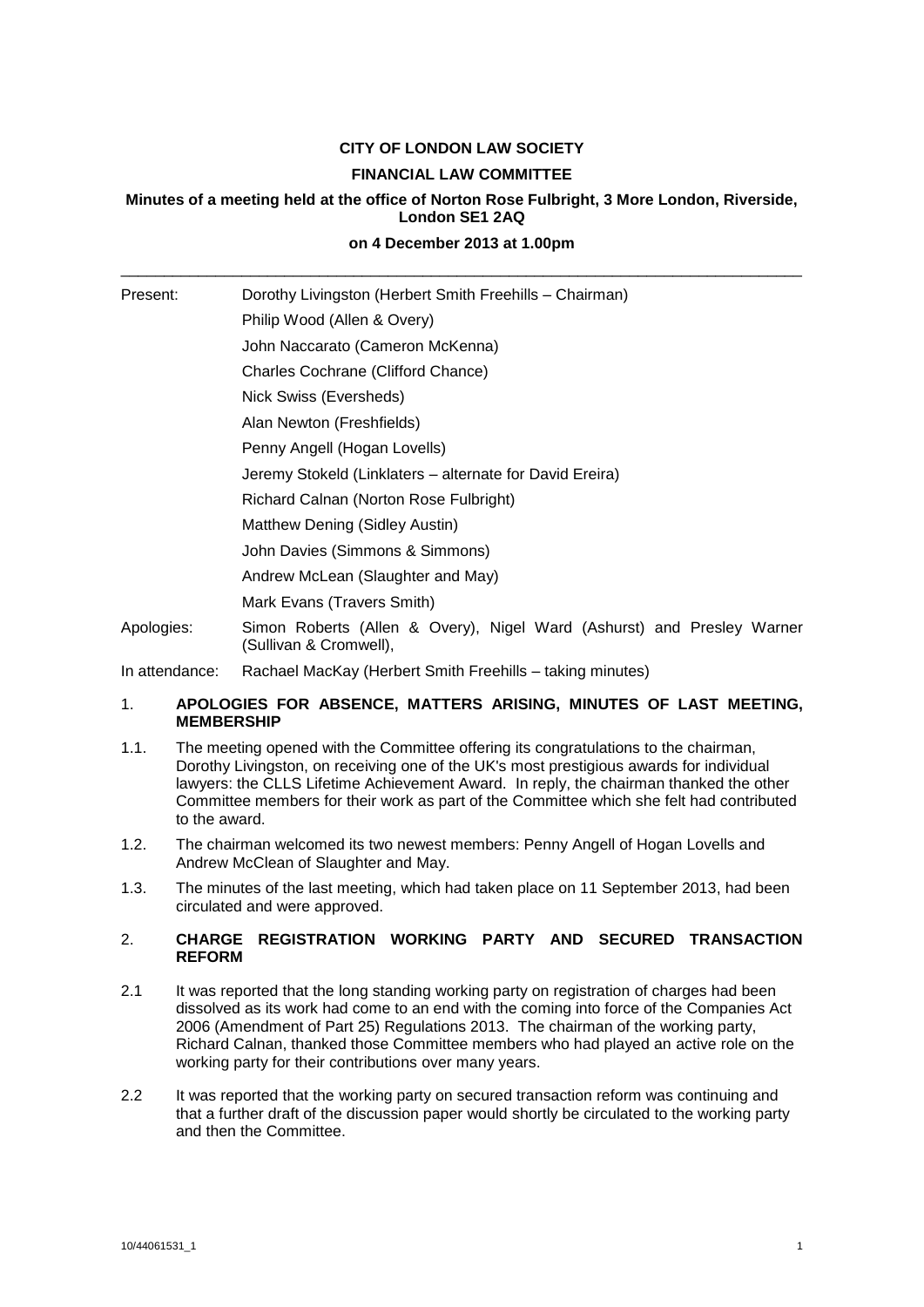**CITY OF LONDON LAW SOCIETY**

**FINANCIAL LAW COMMITTEE**

**Minutes of a meeting held at the office of Norton Rose Fulbright, 3 More London, Riverside, London SE1 2AQ**

**on 4 December 2013 at 1.00pm**

---

| | |
|---|---|
| Present: | Dorothy Livingston (Herbert Smith Freehills – Chairman) |
| | Philip Wood (Allen & Overy) |
| | John Naccarato (Cameron McKenna) |
| | Charles Cochrane (Clifford Chance) |
| | Nick Swiss (Eversheds) |
| | Alan Newton (Freshfields) |
| | Penny Angell (Hogan Lovells) |
| | Jeremy Stokeld (Linklaters – alternate for David Ereira) |
| | Richard Calnan (Norton Rose Fulbright) |
| | Matthew Dening (Sidley Austin) |
| | John Davies (Simmons & Simmons) |
| | Andrew McLean (Slaughter and May) |
| | Mark Evans (Travers Smith) |
| Apologies: | Simon Roberts (Allen & Overy), Nigel Ward (Ashurst) and Presley Warner (Sullivan & Cromwell), |
| In attendance: | Rachael MacKay (Herbert Smith Freehills – taking minutes) |

1. **APOLOGIES FOR ABSENCE, MATTERS ARISING, MINUTES OF LAST MEETING, MEMBERSHIP**

1.1. The meeting opened with the Committee offering its congratulations to the chairman, Dorothy Livingston, on receiving one of the UK's most prestigious awards for individual lawyers: the CLLS Lifetime Achievement Award. In reply, the chairman thanked the other Committee members for their work as part of the Committee which she felt had contributed to the award.

1.2. The chairman welcomed its two newest members: Penny Angell of Hogan Lovells and Andrew McClean of Slaughter and May.

1.3. The minutes of the last meeting, which had taken place on 11 September 2013, had been circulated and were approved.

2. **CHARGE REGISTRATION WORKING PARTY AND SECURED TRANSACTION REFORM**

2.1 It was reported that the long standing working party on registration of charges had been dissolved as its work had come to an end with the coming into force of the Companies Act 2006 (Amendment of Part 25) Regulations 2013. The chairman of the working party, Richard Calnan, thanked those Committee members who had played an active role on the working party for their contributions over many years.

2.2 It was reported that the working party on secured transaction reform was continuing and that a further draft of the discussion paper would shortly be circulated to the working party and then the Committee.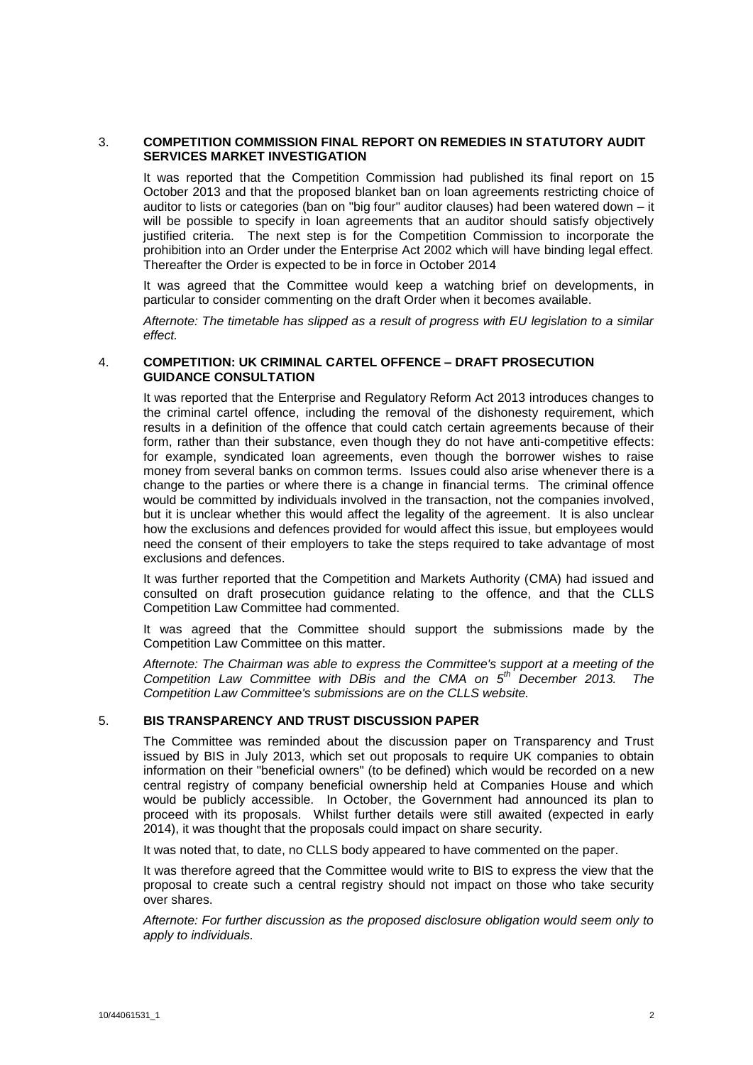## 3. COMPETITION COMMISSION FINAL REPORT ON REMEDIES IN STATUTORY AUDIT SERVICES MARKET INVESTIGATION

It was reported that the Competition Commission had published its final report on 15 October 2013 and that the proposed blanket ban on loan agreements restricting choice of auditor to lists or categories (ban on "big four" auditor clauses) had been watered down – it will be possible to specify in loan agreements that an auditor should satisfy objectively justified criteria. The next step is for the Competition Commission to incorporate the prohibition into an Order under the Enterprise Act 2002 which will have binding legal effect. Thereafter the Order is expected to be in force in October 2014

It was agreed that the Committee would keep a watching brief on developments, in particular to consider commenting on the draft Order when it becomes available.

*Afternote: The timetable has slipped as a result of progress with EU legislation to a similar effect.*

## 4. COMPETITION: UK CRIMINAL CARTEL OFFENCE – DRAFT PROSECUTION GUIDANCE CONSULTATION

It was reported that the Enterprise and Regulatory Reform Act 2013 introduces changes to the criminal cartel offence, including the removal of the dishonesty requirement, which results in a definition of the offence that could catch certain agreements because of their form, rather than their substance, even though they do not have anti-competitive effects: for example, syndicated loan agreements, even though the borrower wishes to raise money from several banks on common terms. Issues could also arise whenever there is a change to the parties or where there is a change in financial terms. The criminal offence would be committed by individuals involved in the transaction, not the companies involved, but it is unclear whether this would affect the legality of the agreement. It is also unclear how the exclusions and defences provided for would affect this issue, but employees would need the consent of their employers to take the steps required to take advantage of most exclusions and defences.

It was further reported that the Competition and Markets Authority (CMA) had issued and consulted on draft prosecution guidance relating to the offence, and that the CLLS Competition Law Committee had commented.

It was agreed that the Committee should support the submissions made by the Competition Law Committee on this matter.

*Afternote: The Chairman was able to express the Committee's support at a meeting of the Competition Law Committee with DBis and the CMA on 5th December 2013. The Competition Law Committee's submissions are on the CLLS website.*

## 5. BIS TRANSPARENCY AND TRUST DISCUSSION PAPER

The Committee was reminded about the discussion paper on Transparency and Trust issued by BIS in July 2013, which set out proposals to require UK companies to obtain information on their "beneficial owners" (to be defined) which would be recorded on a new central registry of company beneficial ownership held at Companies House and which would be publicly accessible. In October, the Government had announced its plan to proceed with its proposals. Whilst further details were still awaited (expected in early 2014), it was thought that the proposals could impact on share security.

It was noted that, to date, no CLLS body appeared to have commented on the paper.

It was therefore agreed that the Committee would write to BIS to express the view that the proposal to create such a central registry should not impact on those who take security over shares.

*Afternote: For further discussion as the proposed disclosure obligation would seem only to apply to individuals.*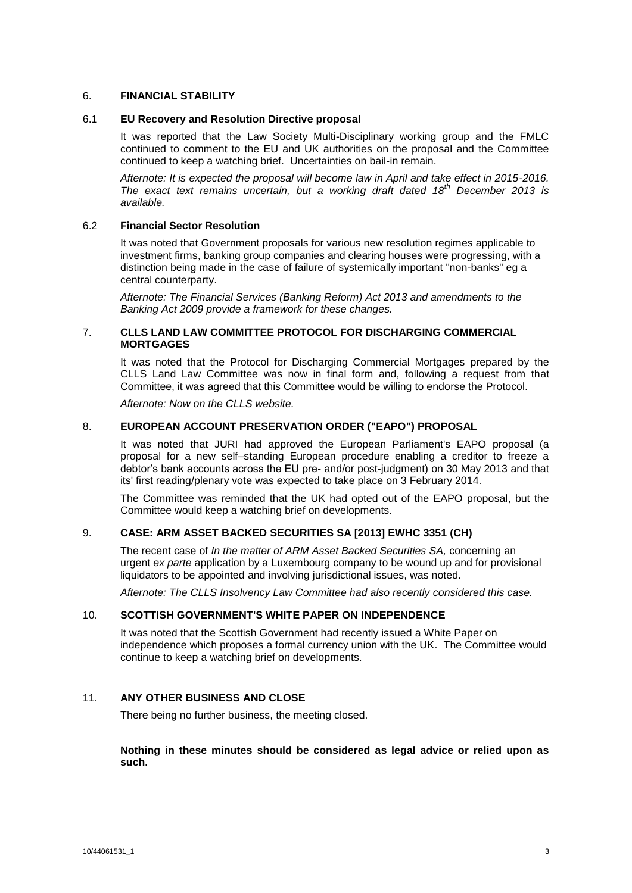## 6. FINANCIAL STABILITY

### 6.1 EU Recovery and Resolution Directive proposal

It was reported that the Law Society Multi-Disciplinary working group and the FMLC continued to comment to the EU and UK authorities on the proposal and the Committee continued to keep a watching brief. Uncertainties on bail-in remain.

*Afternote: It is expected the proposal will become law in April and take effect in 2015-2016. The exact text remains uncertain, but a working draft dated 18th December 2013 is available.*

### 6.2 Financial Sector Resolution

It was noted that Government proposals for various new resolution regimes applicable to investment firms, banking group companies and clearing houses were progressing, with a distinction being made in the case of failure of systemically important "non-banks" eg a central counterparty.

*Afternote: The Financial Services (Banking Reform) Act 2013 and amendments to the Banking Act 2009 provide a framework for these changes.*

## 7. CLLS LAND LAW COMMITTEE PROTOCOL FOR DISCHARGING COMMERCIAL MORTGAGES

It was noted that the Protocol for Discharging Commercial Mortgages prepared by the CLLS Land Law Committee was now in final form and, following a request from that Committee, it was agreed that this Committee would be willing to endorse the Protocol.

*Afternote: Now on the CLLS website.*

## 8. EUROPEAN ACCOUNT PRESERVATION ORDER ("EAPO") PROPOSAL

It was noted that JURI had approved the European Parliament's EAPO proposal (a proposal for a new self–standing European procedure enabling a creditor to freeze a debtor's bank accounts across the EU pre- and/or post-judgment) on 30 May 2013 and that its' first reading/plenary vote was expected to take place on 3 February 2014.

The Committee was reminded that the UK had opted out of the EAPO proposal, but the Committee would keep a watching brief on developments.

## 9. CASE: ARM ASSET BACKED SECURITIES SA [2013] EWHC 3351 (CH)

The recent case of *In the matter of ARM Asset Backed Securities SA,* concerning an urgent *ex parte* application by a Luxembourg company to be wound up and for provisional liquidators to be appointed and involving jurisdictional issues, was noted.

*Afternote: The CLLS Insolvency Law Committee had also recently considered this case.*

## 10. SCOTTISH GOVERNMENT'S WHITE PAPER ON INDEPENDENCE

It was noted that the Scottish Government had recently issued a White Paper on independence which proposes a formal currency union with the UK. The Committee would continue to keep a watching brief on developments.

## 11. ANY OTHER BUSINESS AND CLOSE

There being no further business, the meeting closed.

**Nothing in these minutes should be considered as legal advice or relied upon as such.**